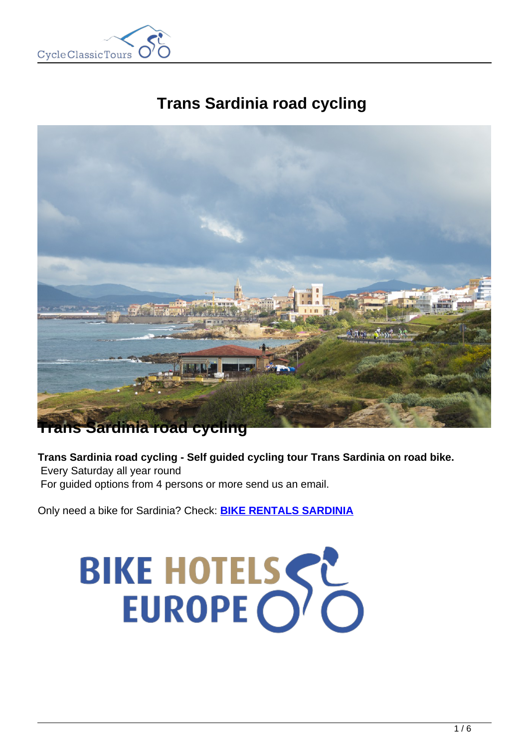# Trans Sardinia road cycling

Trans Sardinia road cycling

**Trans Sardinia road cycling - Self guided cycling tour Trans Sardinia on road bike.**
Every Saturday all year round
For guided options from 4 persons or more send us an email.

Only need a bike for Sardinia? Check: **BIKE RENTALS SARDINIA**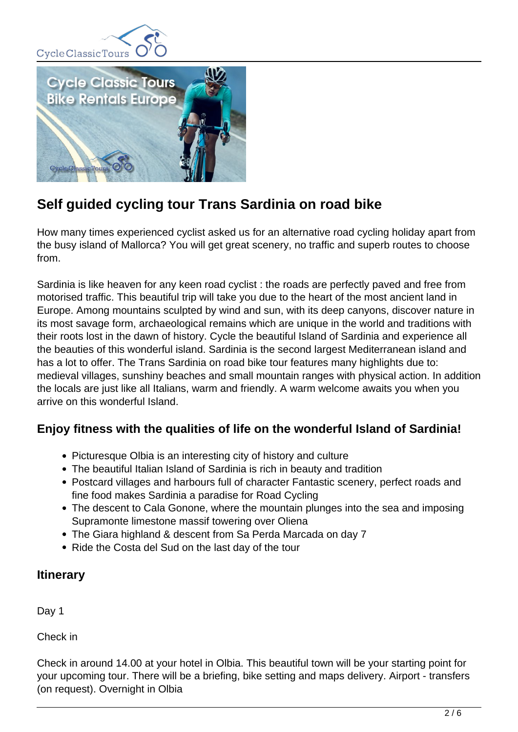## Self guided cycling tour Trans Sardinia on road bike

How many times experienced cyclist asked us for an alternative road cycling holiday apart from the busy island of Mallorca? You will get great scenery, no traffic and superb routes to choose from.

Sardinia is like heaven for any keen road cyclist : the roads are perfectly paved and free from motorised traffic. This beautiful trip will take you due to the heart of the most ancient land in Europe. Among mountains sculpted by wind and sun, with its deep canyons, discover nature in its most savage form, archaeological remains which are unique in the world and traditions with their roots lost in the dawn of history. Cycle the beautiful Island of Sardinia and experience all the beauties of this wonderful island. Sardinia is the second largest Mediterranean island and has a lot to offer. The Trans Sardinia on road bike tour features many highlights due to: medieval villages, sunshiny beaches and small mountain ranges with physical action. In addition the locals are just like all Italians, warm and friendly. A warm welcome awaits you when you arrive on this wonderful Island.

### Enjoy fitness with the qualities of life on the wonderful Island of Sardinia!

- Picturesque Olbia is an interesting city of history and culture
- The beautiful Italian Island of Sardinia is rich in beauty and tradition
- Postcard villages and harbours full of character Fantastic scenery, perfect roads and fine food makes Sardinia a paradise for Road Cycling
- The descent to Cala Gonone, where the mountain plunges into the sea and imposing Supramonte limestone massif towering over Oliena
- The Giara highland & descent from Sa Perda Marcada on day 7
- Ride the Costa del Sud on the last day of the tour

### Itinerary

Day 1

Check in

Check in around 14.00 at your hotel in Olbia. This beautiful town will be your starting point for your upcoming tour. There will be a briefing, bike setting and maps delivery. Airport - transfers (on request). Overnight in Olbia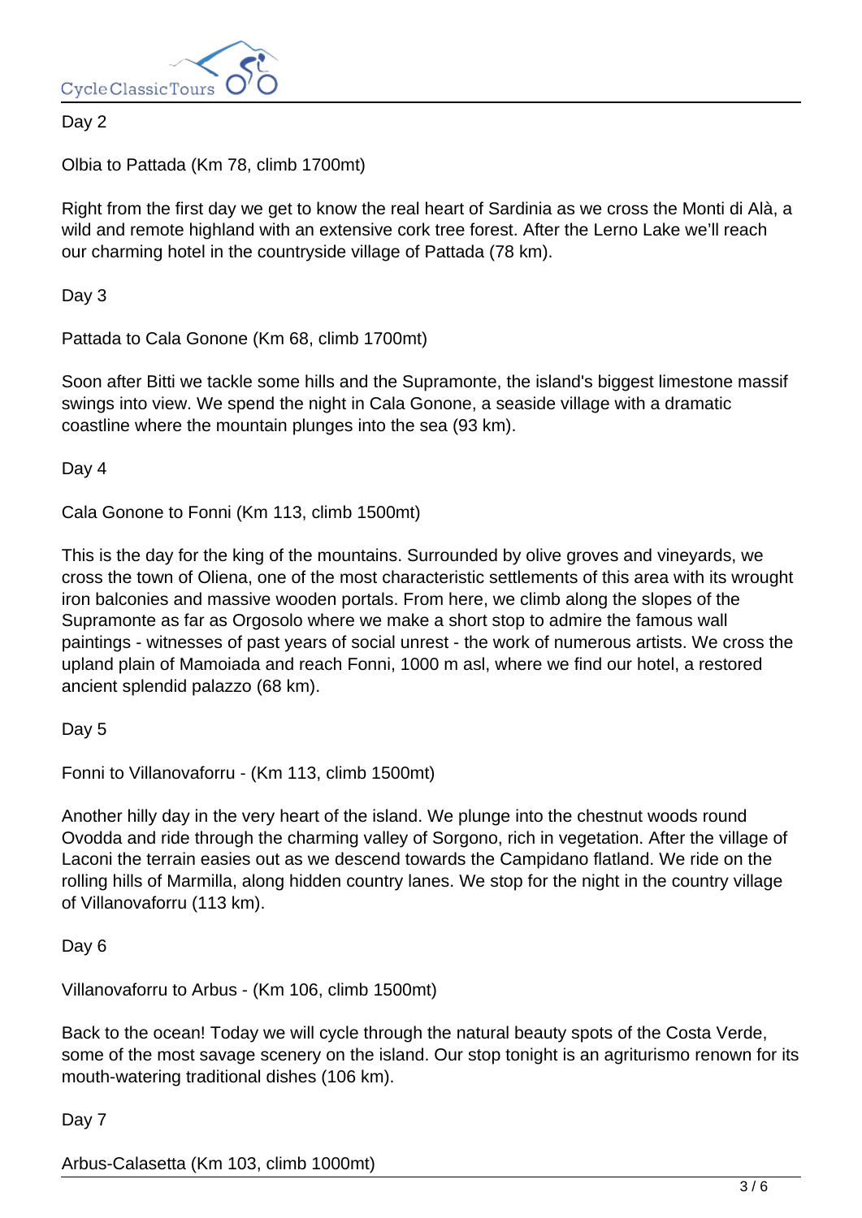Day 2

Olbia to Pattada (Km 78, climb 1700mt)

Right from the first day we get to know the real heart of Sardinia as we cross the Monti di Alà, a wild and remote highland with an extensive cork tree forest. After the Lerno Lake we'll reach our charming hotel in the countryside village of Pattada (78 km).

Day 3

Pattada to Cala Gonone (Km 68, climb 1700mt)

Soon after Bitti we tackle some hills and the Supramonte, the island's biggest limestone massif swings into view. We spend the night in Cala Gonone, a seaside village with a dramatic coastline where the mountain plunges into the sea (93 km).

Day 4

Cala Gonone to Fonni (Km 113, climb 1500mt)

This is the day for the king of the mountains. Surrounded by olive groves and vineyards, we cross the town of Oliena, one of the most characteristic settlements of this area with its wrought iron balconies and massive wooden portals. From here, we climb along the slopes of the Supramonte as far as Orgosolo where we make a short stop to admire the famous wall paintings - witnesses of past years of social unrest - the work of numerous artists. We cross the upland plain of Mamoiada and reach Fonni, 1000 m asl, where we find our hotel, a restored ancient splendid palazzo (68 km).

Day 5

Fonni to Villanovaforru - (Km 113, climb 1500mt)

Another hilly day in the very heart of the island. We plunge into the chestnut woods round Ovodda and ride through the charming valley of Sorgono, rich in vegetation. After the village of Laconi the terrain easies out as we descend towards the Campidano flatland. We ride on the rolling hills of Marmilla, along hidden country lanes. We stop for the night in the country village of Villanovaforru (113 km).

Day 6

Villanovaforru to Arbus - (Km 106, climb 1500mt)

Back to the ocean! Today we will cycle through the natural beauty spots of the Costa Verde, some of the most savage scenery on the island. Our stop tonight is an agriturismo renown for its mouth-watering traditional dishes (106 km).

Day 7

Arbus-Calasetta (Km 103, climb 1000mt)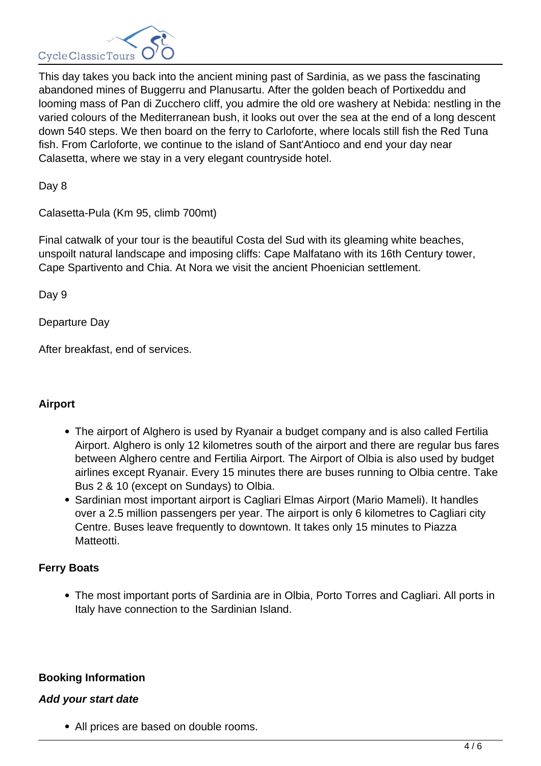This day takes you back into the ancient mining past of Sardinia, as we pass the fascinating abandoned mines of Buggerru and Planusartu. After the golden beach of Portixeddu and looming mass of Pan di Zucchero cliff, you admire the old ore washery at Nebida: nestling in the varied colours of the Mediterranean bush, it looks out over the sea at the end of a long descent down 540 steps. We then board on the ferry to Carloforte, where locals still fish the Red Tuna fish. From Carloforte, we continue to the island of Sant'Antioco and end your day near Calasetta, where we stay in a very elegant countryside hotel.

Day 8

Calasetta-Pula (Km 95, climb 700mt)

Final catwalk of your tour is the beautiful Costa del Sud with its gleaming white beaches, unspoilt natural landscape and imposing cliffs: Cape Malfatano with its 16th Century tower, Cape Spartivento and Chia. At Nora we visit the ancient Phoenician settlement.

Day 9

Departure Day

After breakfast, end of services.

**Airport**

- The airport of Alghero is used by Ryanair a budget company and is also called Fertilia Airport. Alghero is only 12 kilometres south of the airport and there are regular bus fares between Alghero centre and Fertilia Airport. The Airport of Olbia is also used by budget airlines except Ryanair. Every 15 minutes there are buses running to Olbia centre. Take Bus 2 & 10 (except on Sundays) to Olbia.
- Sardinian most important airport is Cagliari Elmas Airport (Mario Mameli). It handles over a 2.5 million passengers per year. The airport is only 6 kilometres to Cagliari city Centre. Buses leave frequently to downtown. It takes only 15 minutes to Piazza Matteotti.

**Ferry Boats**

- The most important ports of Sardinia are in Olbia, Porto Torres and Cagliari. All ports in Italy have connection to the Sardinian Island.

**Booking Information**

***Add your start date***

- All prices are based on double rooms.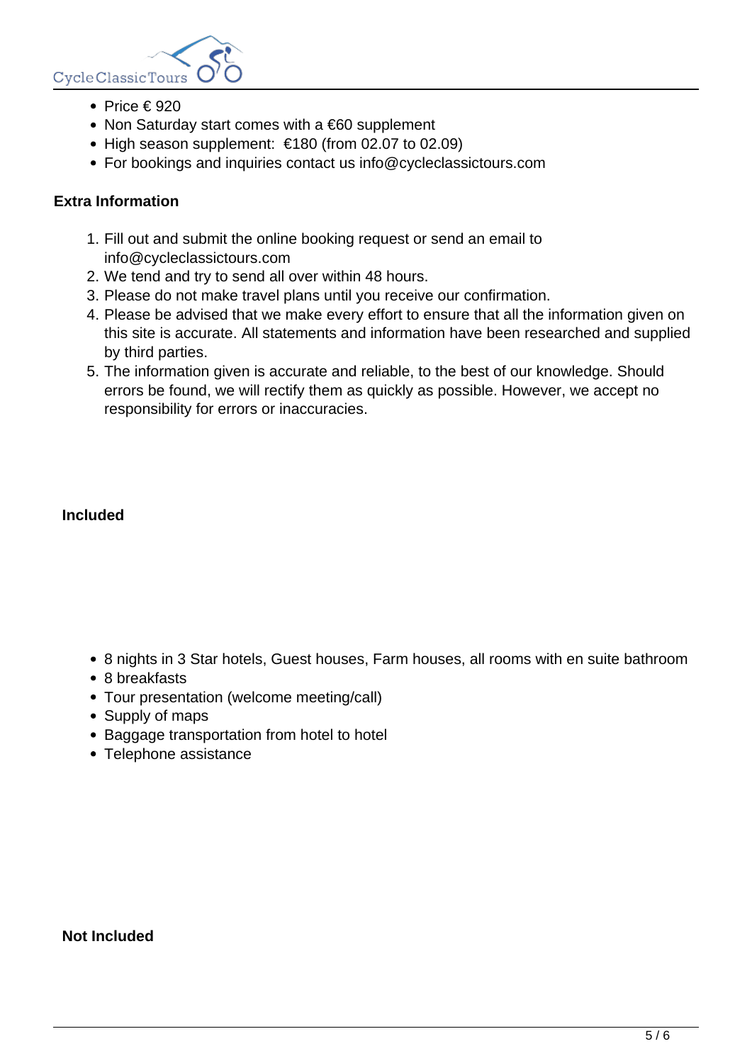- Price € 920
- Non Saturday start comes with a €60 supplement
- High season supplement: €180 (from 02.07 to 02.09)
- For bookings and inquiries contact us info@cycleclassictours.com

**Extra Information**

1. Fill out and submit the online booking request or send an email to info@cycleclassictours.com
2. We tend and try to send all over within 48 hours.
3. Please do not make travel plans until you receive our confirmation.
4. Please be advised that we make every effort to ensure that all the information given on this site is accurate. All statements and information have been researched and supplied by third parties.
5. The information given is accurate and reliable, to the best of our knowledge. Should errors be found, we will rectify them as quickly as possible. However, we accept no responsibility for errors or inaccuracies.

**Included**

- 8 nights in 3 Star hotels, Guest houses, Farm houses, all rooms with en suite bathroom
- 8 breakfasts
- Tour presentation (welcome meeting/call)
- Supply of maps
- Baggage transportation from hotel to hotel
- Telephone assistance

**Not Included**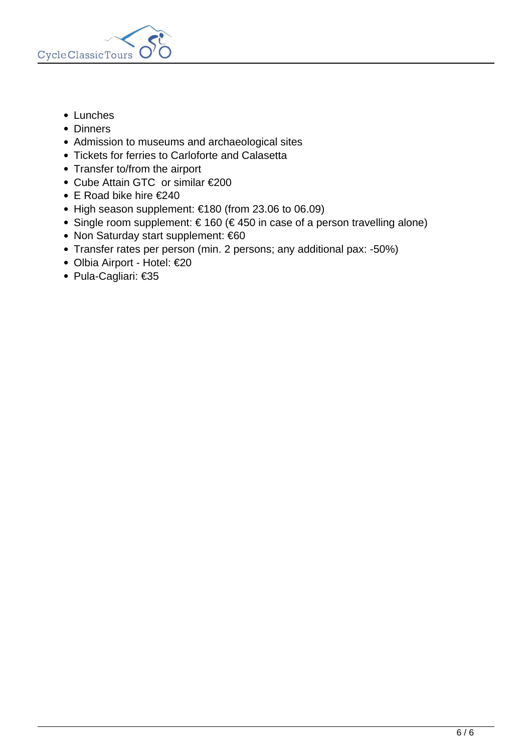- Lunches
- Dinners
- Admission to museums and archaeological sites
- Tickets for ferries to Carloforte and Calasetta
- Transfer to/from the airport
- Cube Attain GTC  or similar €200
- E Road bike hire €240
- High season supplement: €180 (from 23.06 to 06.09)
- Single room supplement: € 160 (€ 450 in case of a person travelling alone)
- Non Saturday start supplement: €60
- Transfer rates per person (min. 2 persons; any additional pax: -50%)
- Olbia Airport - Hotel: €20
- Pula-Cagliari: €35